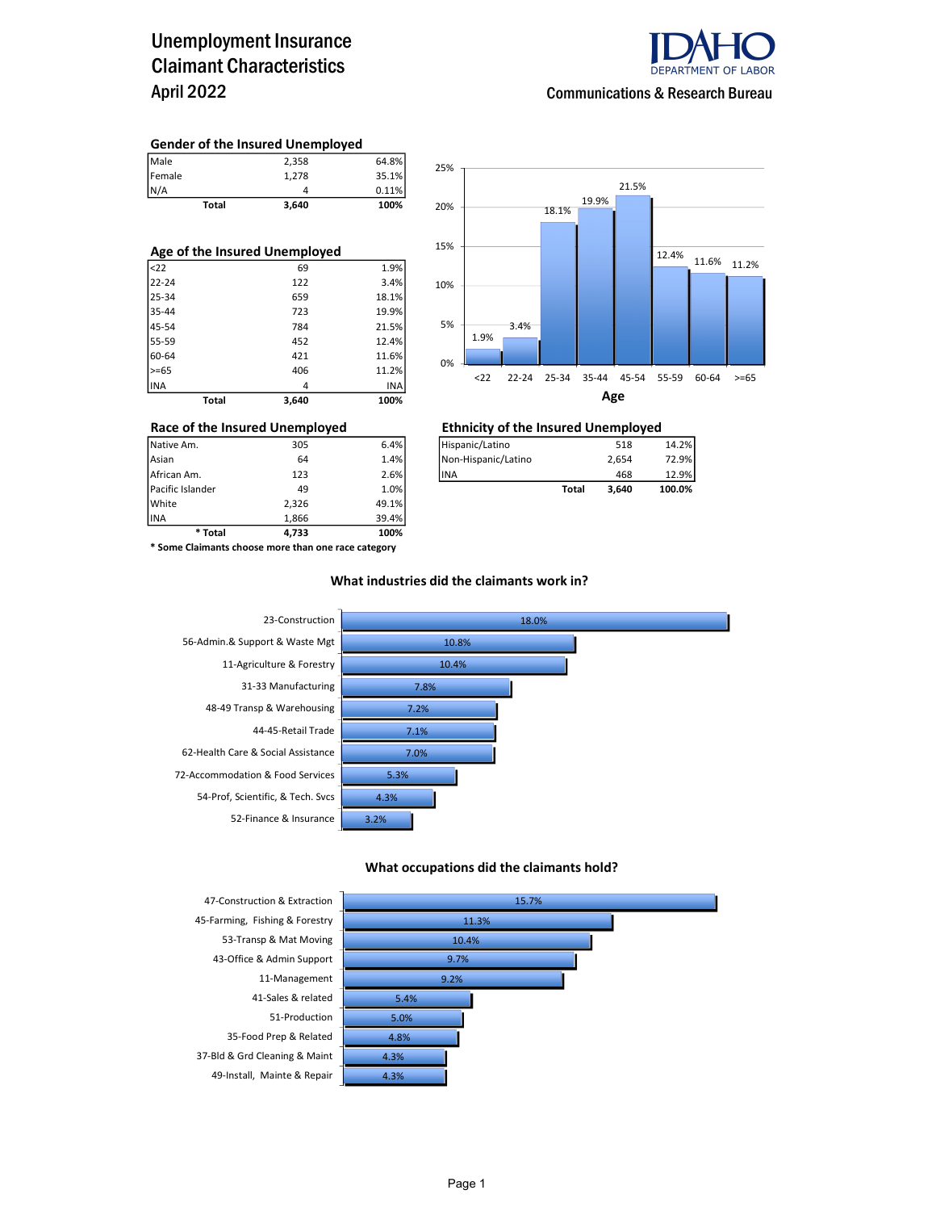# Unemployment Insurance Claimant Characteristics
## April 2022

IDAHO DEPARTMENT OF LABOR

Communications & Research Bureau

### Gender of the Insured Unemployed

| | | |
|---|---|---|
| Male | 2,358 | 64.8% |
| Female | 1,278 | 35.1% |
| N/A | 4 | 0.11% |
| **Total** | **3,640** | **100%** |

### Age of the Insured Unemployed

| | | |
|---|---|---|
| <22 | 69 | 1.9% |
| 22-24 | 122 | 3.4% |
| 25-34 | 659 | 18.1% |
| 35-44 | 723 | 19.9% |
| 45-54 | 784 | 21.5% |
| 55-59 | 452 | 12.4% |
| 60-64 | 421 | 11.6% |
| >=65 | 406 | 11.2% |
| INA | 4 | INA |
| **Total** | **3,640** | **100%** |

**Age**

| Age | <22 | 22-24 | 25-34 | 35-44 | 45-54 | 55-59 | 60-64 | >=65 |
|---|---|---|---|---|---|---|---|---|
| % | 1.9% | 3.4% | 18.1% | 19.9% | 21.5% | 12.4% | 11.6% | 11.2% |

### Race of the Insured Unemployed

| | | |
|---|---|---|
| Native Am. | 305 | 6.4% |
| Asian | 64 | 1.4% |
| African Am. | 123 | 2.6% |
| Pacific Islander | 49 | 1.0% |
| White | 2,326 | 49.1% |
| INA | 1,866 | 39.4% |
| **\* Total** | **4,733** | **100%** |

**\* Some Claimants choose more than one race category**

### Ethnicity of the Insured Unemployed

| | | |
|---|---|---|
| Hispanic/Latino | 518 | 14.2% |
| Non-Hispanic/Latino | 2,654 | 72.9% |
| INA | 468 | 12.9% |
| **Total** | **3,640** | **100.0%** |

### What industries did the claimants work in?

| Industry | % |
|---|---|
| 23-Construction | 18.0% |
| 56-Admin.& Support & Waste Mgt | 10.8% |
| 11-Agriculture & Forestry | 10.4% |
| 31-33 Manufacturing | 7.8% |
| 48-49 Transp & Warehousing | 7.2% |
| 44-45-Retail Trade | 7.1% |
| 62-Health Care & Social Assistance | 7.0% |
| 72-Accommodation & Food Services | 5.3% |
| 54-Prof, Scientific, & Tech. Svcs | 4.3% |
| 52-Finance & Insurance | 3.2% |

### What occupations did the claimants hold?

| Occupation | % |
|---|---|
| 47-Construction & Extraction | 15.7% |
| 45-Farming, Fishing & Forestry | 11.3% |
| 53-Transp & Mat Moving | 10.4% |
| 43-Office & Admin Support | 9.7% |
| 11-Management | 9.2% |
| 41-Sales & related | 5.4% |
| 51-Production | 5.0% |
| 35-Food Prep & Related | 4.8% |
| 37-Bld & Grd Cleaning & Maint | 4.3% |
| 49-Install, Mainte & Repair | 4.3% |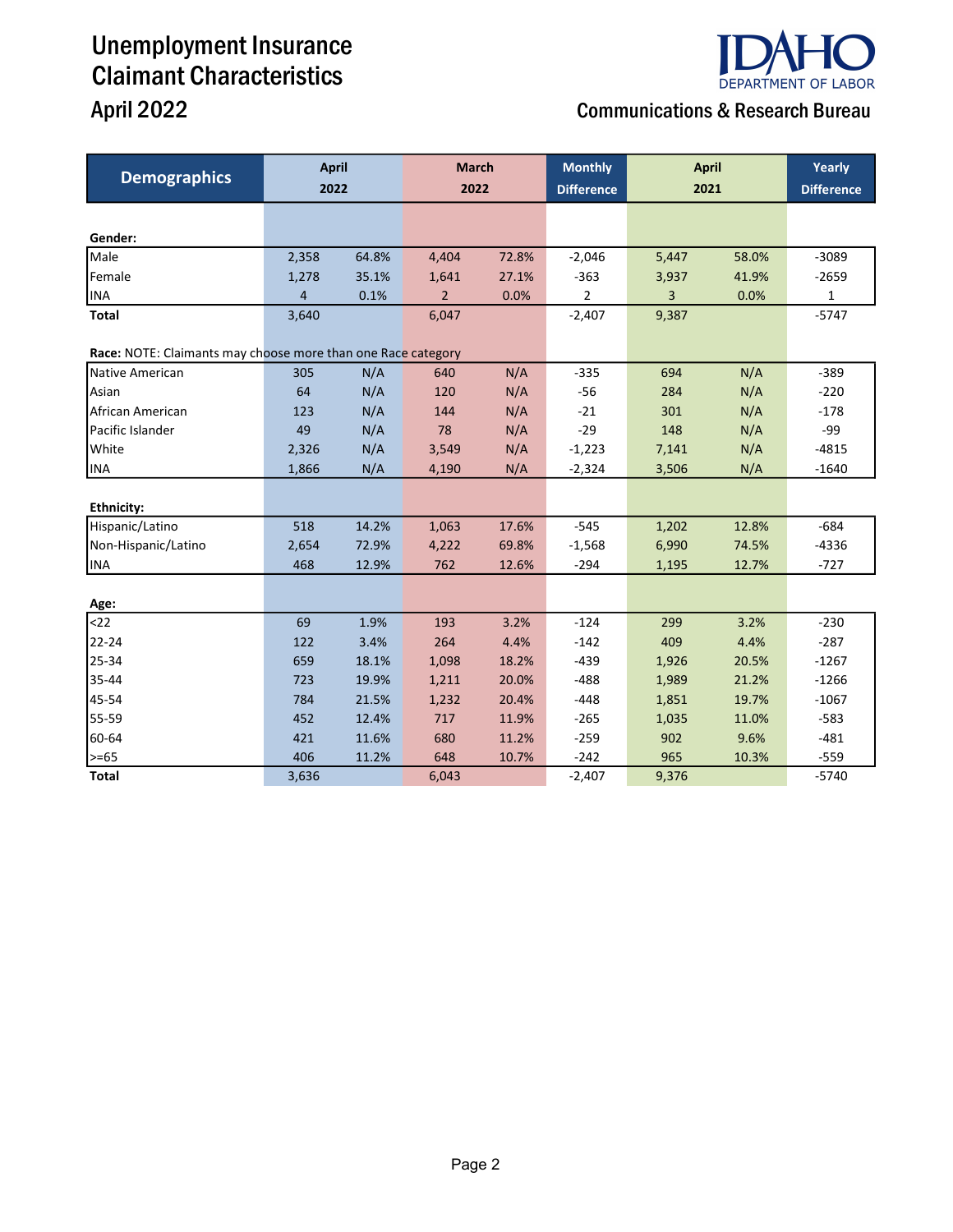# Unemployment Insurance Claimant Characteristics

## April 2022

**IDAHO DEPARTMENT OF LABOR**

**Communications & Research Bureau**

| Demographics | April 2022 | | March 2022 | | Monthly Difference | April 2021 | | Yearly Difference |
|---|---|---|---|---|---|---|---|---|
| **Gender:** | | | | | | | | |
| Male | 2,358 | 64.8% | 4,404 | 72.8% | -2,046 | 5,447 | 58.0% | -3089 |
| Female | 1,278 | 35.1% | 1,641 | 27.1% | -363 | 3,937 | 41.9% | -2659 |
| INA | 4 | 0.1% | 2 | 0.0% | 2 | 3 | 0.0% | 1 |
| **Total** | 3,640 | | 6,047 | | -2,407 | 9,387 | | -5747 |
| **Race:** NOTE: Claimants may choose more than one Race category | | | | | | | | |
| Native American | 305 | N/A | 640 | N/A | -335 | 694 | N/A | -389 |
| Asian | 64 | N/A | 120 | N/A | -56 | 284 | N/A | -220 |
| African American | 123 | N/A | 144 | N/A | -21 | 301 | N/A | -178 |
| Pacific Islander | 49 | N/A | 78 | N/A | -29 | 148 | N/A | -99 |
| White | 2,326 | N/A | 3,549 | N/A | -1,223 | 7,141 | N/A | -4815 |
| INA | 1,866 | N/A | 4,190 | N/A | -2,324 | 3,506 | N/A | -1640 |
| **Ethnicity:** | | | | | | | | |
| Hispanic/Latino | 518 | 14.2% | 1,063 | 17.6% | -545 | 1,202 | 12.8% | -684 |
| Non-Hispanic/Latino | 2,654 | 72.9% | 4,222 | 69.8% | -1,568 | 6,990 | 74.5% | -4336 |
| INA | 468 | 12.9% | 762 | 12.6% | -294 | 1,195 | 12.7% | -727 |
| **Age:** | | | | | | | | |
| <22 | 69 | 1.9% | 193 | 3.2% | -124 | 299 | 3.2% | -230 |
| 22-24 | 122 | 3.4% | 264 | 4.4% | -142 | 409 | 4.4% | -287 |
| 25-34 | 659 | 18.1% | 1,098 | 18.2% | -439 | 1,926 | 20.5% | -1267 |
| 35-44 | 723 | 19.9% | 1,211 | 20.0% | -488 | 1,989 | 21.2% | -1266 |
| 45-54 | 784 | 21.5% | 1,232 | 20.4% | -448 | 1,851 | 19.7% | -1067 |
| 55-59 | 452 | 12.4% | 717 | 11.9% | -265 | 1,035 | 11.0% | -583 |
| 60-64 | 421 | 11.6% | 680 | 11.2% | -259 | 902 | 9.6% | -481 |
| >=65 | 406 | 11.2% | 648 | 10.7% | -242 | 965 | 10.3% | -559 |
| **Total** | 3,636 | | 6,043 | | -2,407 | 9,376 | | -5740 |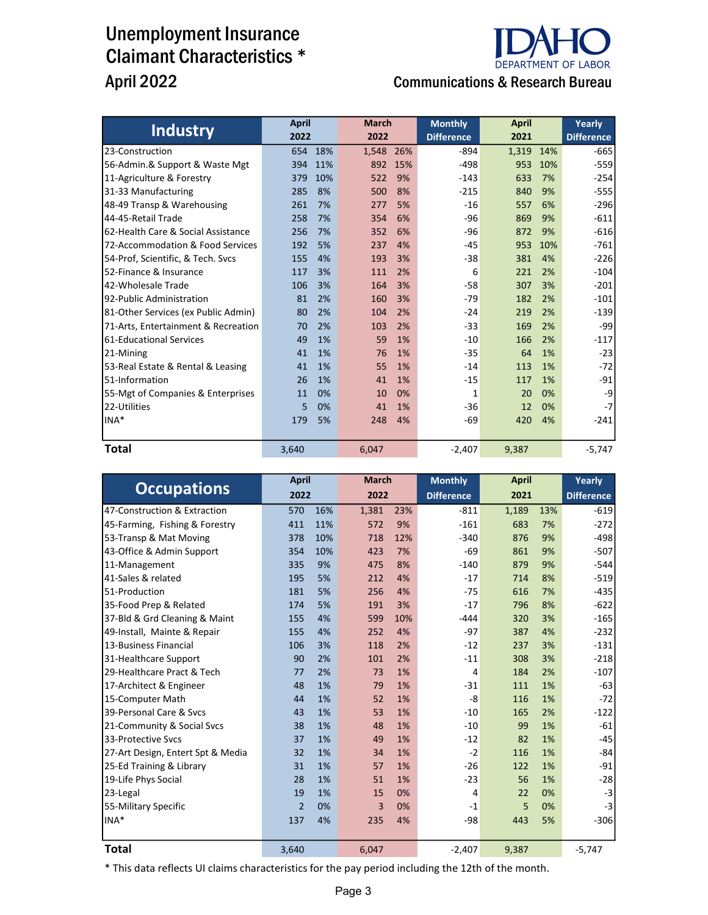# Unemployment Insurance Claimant Characteristics *

## April 2022

IDAHO DEPARTMENT OF LABOR

Communications & Research Bureau

| Industry | April 2022 | | March 2022 | | Monthly Difference | April 2021 | | Yearly Difference |
|---|---|---|---|---|---|---|---|---|
| 23-Construction | 654 | 18% | 1,548 | 26% | -894 | 1,319 | 14% | -665 |
| 56-Admin.& Support & Waste Mgt | 394 | 11% | 892 | 15% | -498 | 953 | 10% | -559 |
| 11-Agriculture & Forestry | 379 | 10% | 522 | 9% | -143 | 633 | 7% | -254 |
| 31-33 Manufacturing | 285 | 8% | 500 | 8% | -215 | 840 | 9% | -555 |
| 48-49 Transp & Warehousing | 261 | 7% | 277 | 5% | -16 | 557 | 6% | -296 |
| 44-45-Retail Trade | 258 | 7% | 354 | 6% | -96 | 869 | 9% | -611 |
| 62-Health Care & Social Assistance | 256 | 7% | 352 | 6% | -96 | 872 | 9% | -616 |
| 72-Accommodation & Food Services | 192 | 5% | 237 | 4% | -45 | 953 | 10% | -761 |
| 54-Prof, Scientific, & Tech. Svcs | 155 | 4% | 193 | 3% | -38 | 381 | 4% | -226 |
| 52-Finance & Insurance | 117 | 3% | 111 | 2% | 6 | 221 | 2% | -104 |
| 42-Wholesale Trade | 106 | 3% | 164 | 3% | -58 | 307 | 3% | -201 |
| 92-Public Administration | 81 | 2% | 160 | 3% | -79 | 182 | 2% | -101 |
| 81-Other Services (ex Public Admin) | 80 | 2% | 104 | 2% | -24 | 219 | 2% | -139 |
| 71-Arts, Entertainment & Recreation | 70 | 2% | 103 | 2% | -33 | 169 | 2% | -99 |
| 61-Educational Services | 49 | 1% | 59 | 1% | -10 | 166 | 2% | -117 |
| 21-Mining | 41 | 1% | 76 | 1% | -35 | 64 | 1% | -23 |
| 53-Real Estate & Rental & Leasing | 41 | 1% | 55 | 1% | -14 | 113 | 1% | -72 |
| 51-Information | 26 | 1% | 41 | 1% | -15 | 117 | 1% | -91 |
| 55-Mgt of Companies & Enterprises | 11 | 0% | 10 | 0% | 1 | 20 | 0% | -9 |
| 22-Utilities | 5 | 0% | 41 | 1% | -36 | 12 | 0% | -7 |
| INA* | 179 | 5% | 248 | 4% | -69 | 420 | 4% | -241 |
| **Total** | 3,640 | | 6,047 | | -2,407 | 9,387 | | -5,747 |

| Occupations | April 2022 | | March 2022 | | Monthly Difference | April 2021 | | Yearly Difference |
|---|---|---|---|---|---|---|---|---|
| 47-Construction & Extraction | 570 | 16% | 1,381 | 23% | -811 | 1,189 | 13% | -619 |
| 45-Farming, Fishing & Forestry | 411 | 11% | 572 | 9% | -161 | 683 | 7% | -272 |
| 53-Transp & Mat Moving | 378 | 10% | 718 | 12% | -340 | 876 | 9% | -498 |
| 43-Office & Admin Support | 354 | 10% | 423 | 7% | -69 | 861 | 9% | -507 |
| 11-Management | 335 | 9% | 475 | 8% | -140 | 879 | 9% | -544 |
| 41-Sales & related | 195 | 5% | 212 | 4% | -17 | 714 | 8% | -519 |
| 51-Production | 181 | 5% | 256 | 4% | -75 | 616 | 7% | -435 |
| 35-Food Prep & Related | 174 | 5% | 191 | 3% | -17 | 796 | 8% | -622 |
| 37-Bld & Grd Cleaning & Maint | 155 | 4% | 599 | 10% | -444 | 320 | 3% | -165 |
| 49-Install, Mainte & Repair | 155 | 4% | 252 | 4% | -97 | 387 | 4% | -232 |
| 13-Business Financial | 106 | 3% | 118 | 2% | -12 | 237 | 3% | -131 |
| 31-Healthcare Support | 90 | 2% | 101 | 2% | -11 | 308 | 3% | -218 |
| 29-Healthcare Pract & Tech | 77 | 2% | 73 | 1% | 4 | 184 | 2% | -107 |
| 17-Architect & Engineer | 48 | 1% | 79 | 1% | -31 | 111 | 1% | -63 |
| 15-Computer Math | 44 | 1% | 52 | 1% | -8 | 116 | 1% | -72 |
| 39-Personal Care & Svcs | 43 | 1% | 53 | 1% | -10 | 165 | 2% | -122 |
| 21-Community & Social Svcs | 38 | 1% | 48 | 1% | -10 | 99 | 1% | -61 |
| 33-Protective Svcs | 37 | 1% | 49 | 1% | -12 | 82 | 1% | -45 |
| 27-Art Design, Entert Spt & Media | 32 | 1% | 34 | 1% | -2 | 116 | 1% | -84 |
| 25-Ed Training & Library | 31 | 1% | 57 | 1% | -26 | 122 | 1% | -91 |
| 19-Life Phys Social | 28 | 1% | 51 | 1% | -23 | 56 | 1% | -28 |
| 23-Legal | 19 | 1% | 15 | 0% | 4 | 22 | 0% | -3 |
| 55-Military Specific | 2 | 0% | 3 | 0% | -1 | 5 | 0% | -3 |
| INA* | 137 | 4% | 235 | 4% | -98 | 443 | 5% | -306 |
| **Total** | 3,640 | | 6,047 | | -2,407 | 9,387 | | -5,747 |

* This data reflects UI claims characteristics for the pay period including the 12th of the month.